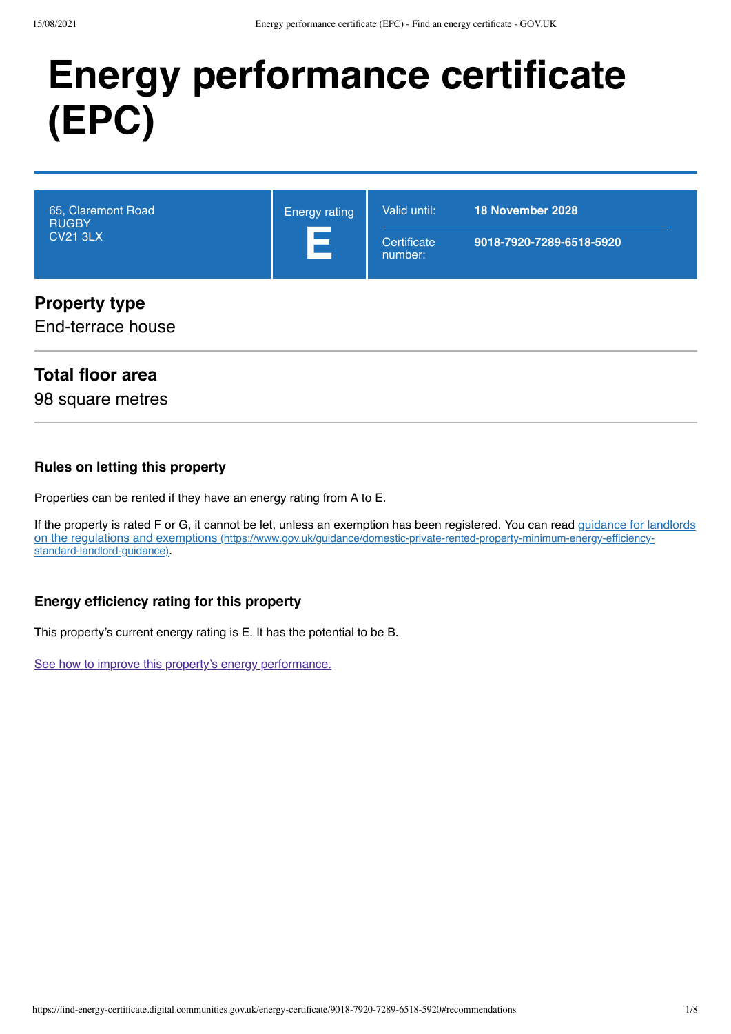# Energy performance certificate (EPC)

| 65, Claremont Road<br>RUGBY<br>CV21 3LX | Energy rating<br>**E** | Valid until: **18 November 2028**<br>Certificate number: **9018-7920-7289-6518-5920** |
|---|---|---|

## Property type

End-terrace house

## Total floor area

98 square metres

### Rules on letting this property

Properties can be rented if they have an energy rating from A to E.

If the property is rated F or G, it cannot be let, unless an exemption has been registered. You can read [guidance for landlords on the regulations and exemptions (https://www.gov.uk/guidance/domestic-private-rented-property-minimum-energy-efficiency-standard-landlord-guidance)](https://www.gov.uk/guidance/domestic-private-rented-property-minimum-energy-efficiency-standard-landlord-guidance).

### Energy efficiency rating for this property

This property's current energy rating is E. It has the potential to be B.

[See how to improve this property's energy performance.](#recommendations)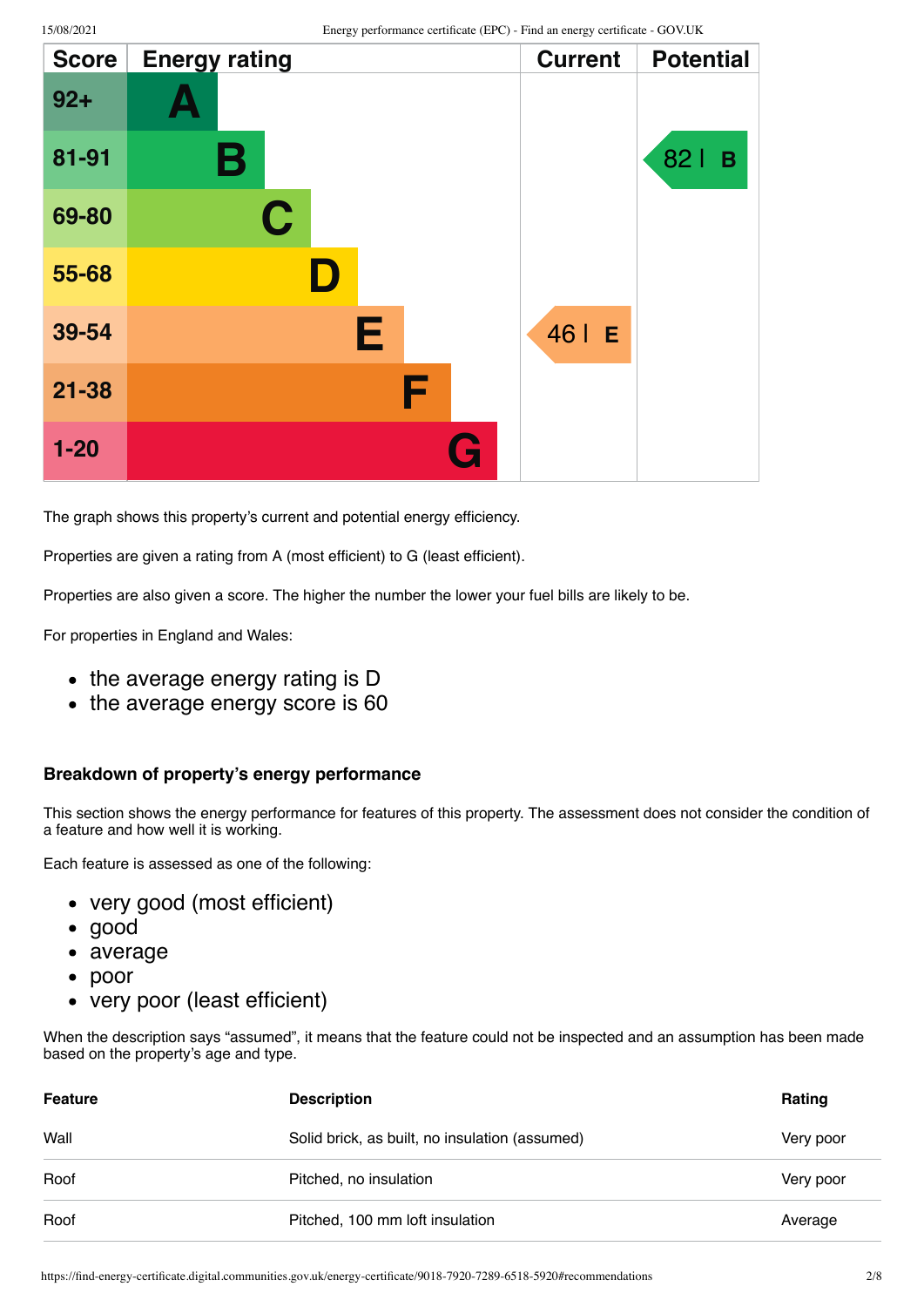| Score | Energy rating | Current | Potential |
| --- | --- | --- | --- |
| 92+ | A | | |
| 81-91 | B | | 82 B |
| 69-80 | C | | |
| 55-68 | D | | |
| 39-54 | E | 46 E | |
| 21-38 | F | | |
| 1-20 | G | | |

The graph shows this property's current and potential energy efficiency.

Properties are given a rating from A (most efficient) to G (least efficient).

Properties are also given a score. The higher the number the lower your fuel bills are likely to be.

For properties in England and Wales:

- the average energy rating is D
- the average energy score is 60

### Breakdown of property's energy performance

This section shows the energy performance for features of this property. The assessment does not consider the condition of a feature and how well it is working.

Each feature is assessed as one of the following:

- very good (most efficient)
- good
- average
- poor
- very poor (least efficient)

When the description says "assumed", it means that the feature could not be inspected and an assumption has been made based on the property's age and type.

| Feature | Description | Rating |
| --- | --- | --- |
| Wall | Solid brick, as built, no insulation (assumed) | Very poor |
| Roof | Pitched, no insulation | Very poor |
| Roof | Pitched, 100 mm loft insulation | Average |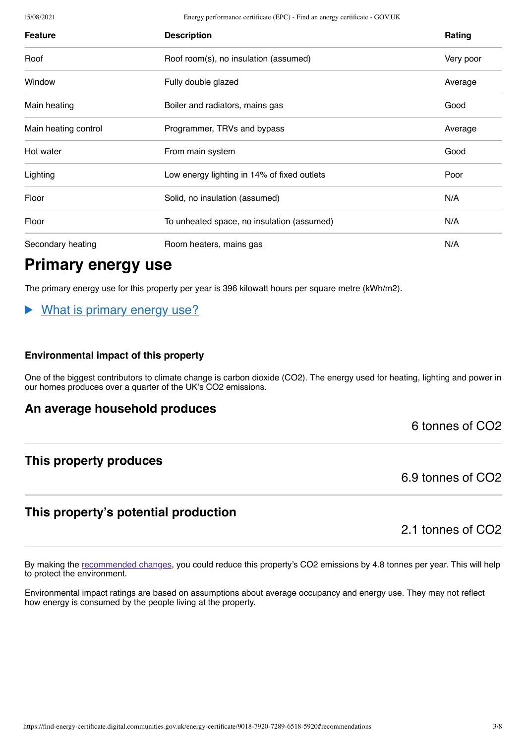| Feature | Description | Rating |
|---|---|---|
| Roof | Roof room(s), no insulation (assumed) | Very poor |
| Window | Fully double glazed | Average |
| Main heating | Boiler and radiators, mains gas | Good |
| Main heating control | Programmer, TRVs and bypass | Average |
| Hot water | From main system | Good |
| Lighting | Low energy lighting in 14% of fixed outlets | Poor |
| Floor | Solid, no insulation (assumed) | N/A |
| Floor | To unheated space, no insulation (assumed) | N/A |
| Secondary heating | Room heaters, mains gas | N/A |

## Primary energy use

The primary energy use for this property per year is 396 kilowatt hours per square metre (kWh/m2).

▶ What is primary energy use?

#### Environmental impact of this property

One of the biggest contributors to climate change is carbon dioxide ($CO_2$). The energy used for heating, lighting and power in our homes produces over a quarter of the UK's $CO_2$ emissions.

### An average household produces

6 tonnes of $CO_2$

### This property produces

6.9 tonnes of $CO_2$

### This property's potential production

2.1 tonnes of $CO_2$

By making the recommended changes, you could reduce this property's $CO_2$ emissions by 4.8 tonnes per year. This will help to protect the environment.

Environmental impact ratings are based on assumptions about average occupancy and energy use. They may not reflect how energy is consumed by the people living at the property.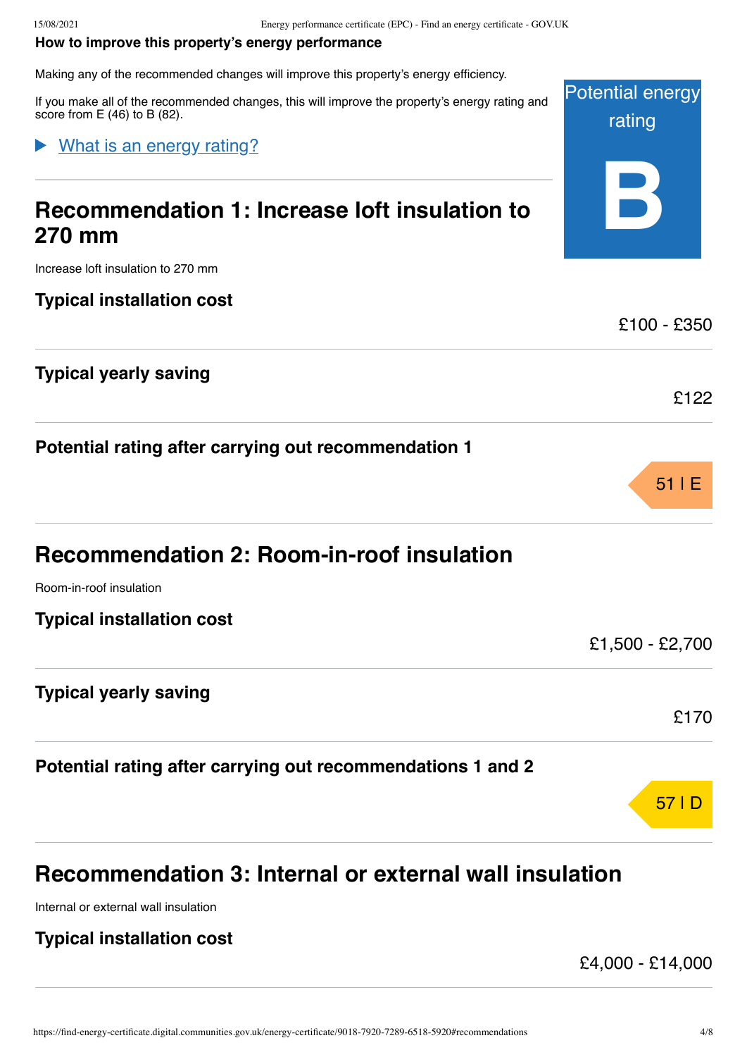**How to improve this property's energy performance**

Making any of the recommended changes will improve this property's energy efficiency.

If you make all of the recommended changes, this will improve the property's energy rating and score from E (46) to B (82).

Potential energy rating

**B**

▶ What is an energy rating?

## Recommendation 1: Increase loft insulation to 270 mm

Increase loft insulation to 270 mm

| | |
|---|---|
| **Typical installation cost** | £100 - £350 |
| **Typical yearly saving** | £122 |
| **Potential rating after carrying out recommendation 1** | 51 \| E |

## Recommendation 2: Room-in-roof insulation

Room-in-roof insulation

| | |
|---|---|
| **Typical installation cost** | £1,500 - £2,700 |
| **Typical yearly saving** | £170 |
| **Potential rating after carrying out recommendations 1 and 2** | 57 \| D |

## Recommendation 3: Internal or external wall insulation

Internal or external wall insulation

| | |
|---|---|
| **Typical installation cost** | £4,000 - £14,000 |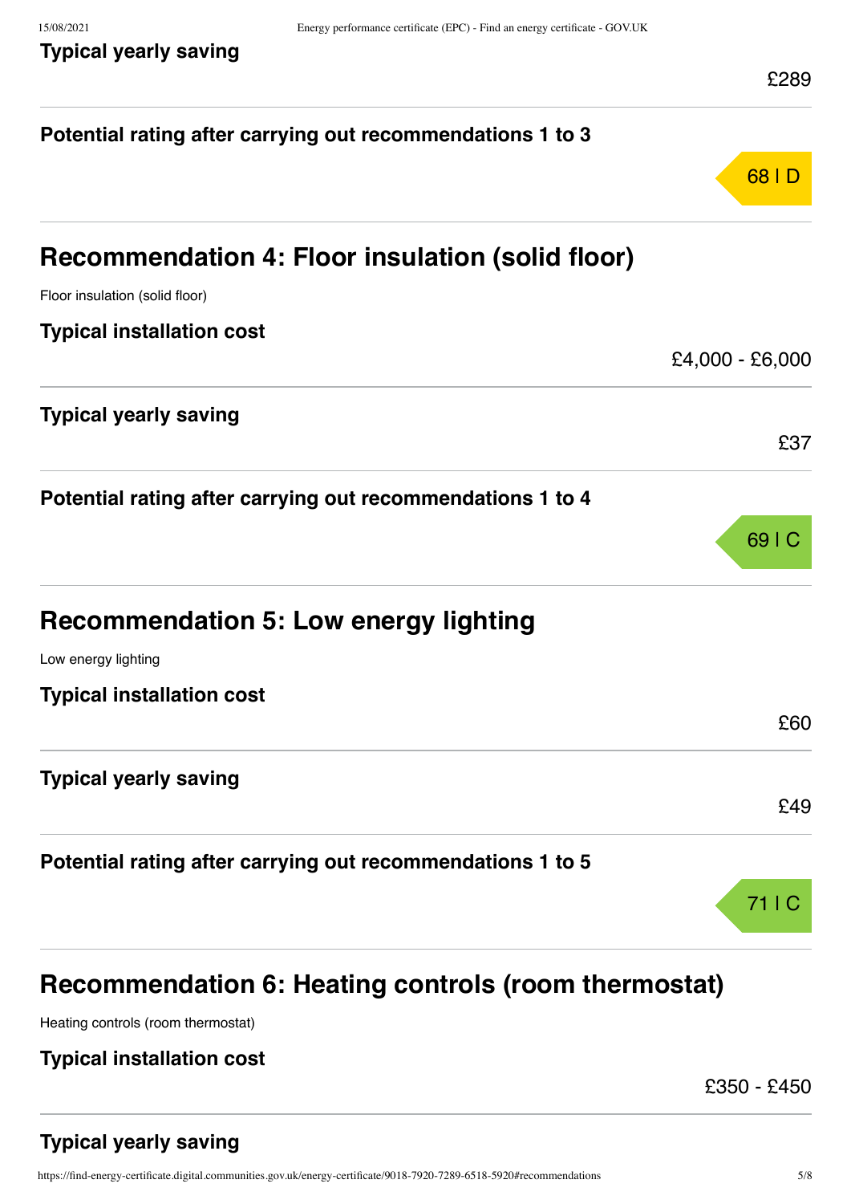**Typical yearly saving**

£289

**Potential rating after carrying out recommendations 1 to 3**

68 | D

## Recommendation 4: Floor insulation (solid floor)

Floor insulation (solid floor)

**Typical installation cost**

£4,000 - £6,000

**Typical yearly saving**

£37

**Potential rating after carrying out recommendations 1 to 4**

69 | C

## Recommendation 5: Low energy lighting

Low energy lighting

**Typical installation cost**

£60

**Typical yearly saving**

£49

**Potential rating after carrying out recommendations 1 to 5**

71 | C

## Recommendation 6: Heating controls (room thermostat)

Heating controls (room thermostat)

**Typical installation cost**

£350 - £450

**Typical yearly saving**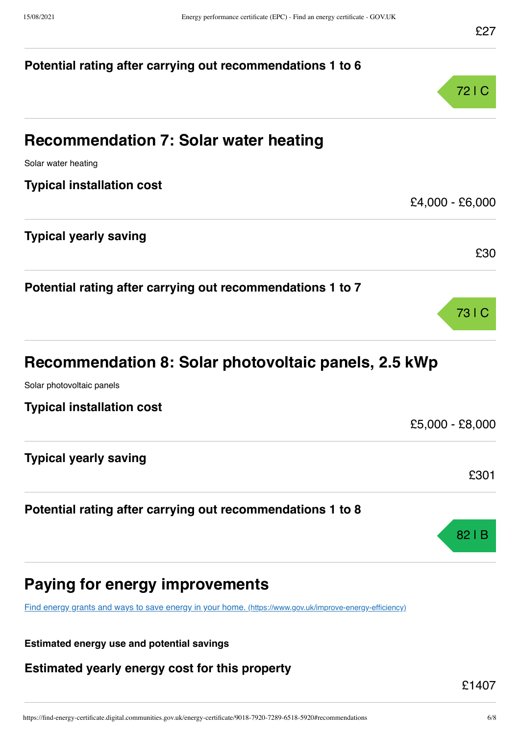£27

**Potential rating after carrying out recommendations 1 to 6**

72 | C

## Recommendation 7: Solar water heating

Solar water heating

**Typical installation cost**

£4,000 - £6,000

**Typical yearly saving**

£30

**Potential rating after carrying out recommendations 1 to 7**

73 | C

## Recommendation 8: Solar photovoltaic panels, 2.5 kWp

Solar photovoltaic panels

**Typical installation cost**

£5,000 - £8,000

**Typical yearly saving**

£301

**Potential rating after carrying out recommendations 1 to 8**

82 | B

## Paying for energy improvements

[Find energy grants and ways to save energy in your home. (https://www.gov.uk/improve-energy-efficiency)](https://www.gov.uk/improve-energy-efficiency)

**Estimated energy use and potential savings**

**Estimated yearly energy cost for this property**

£1407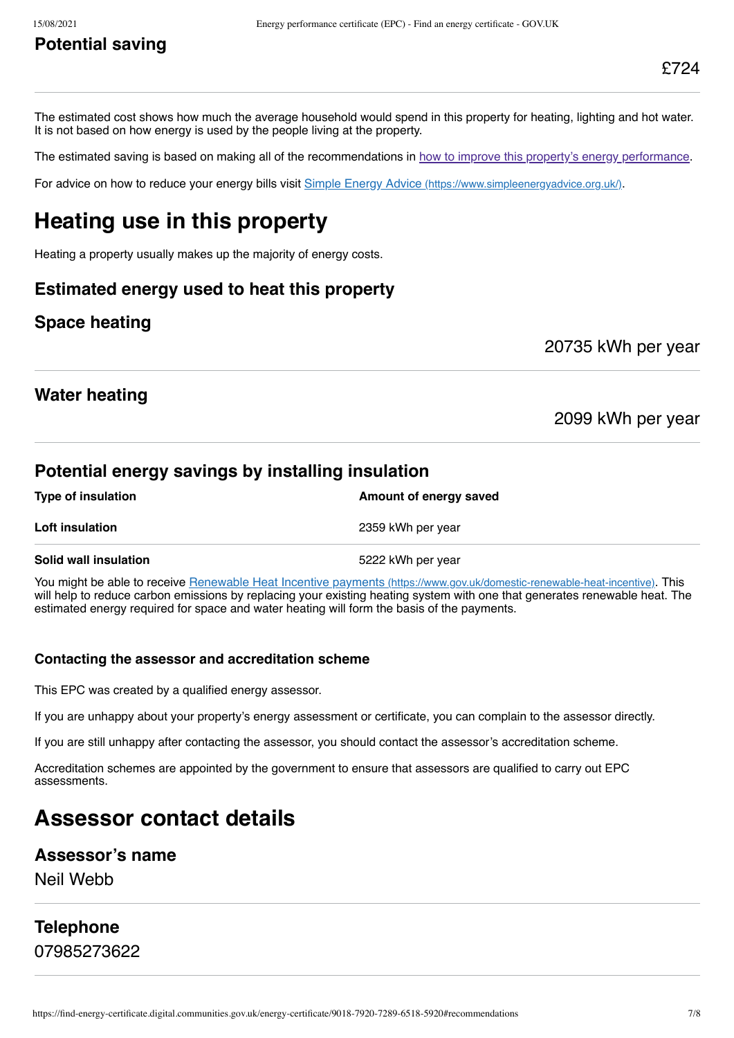### Potential saving

£724

The estimated cost shows how much the average household would spend in this property for heating, lighting and hot water. It is not based on how energy is used by the people living at the property.

The estimated saving is based on making all of the recommendations in [how to improve this property's energy performance](#recommendations).

For advice on how to reduce your energy bills visit [Simple Energy Advice (https://www.simpleenergyadvice.org.uk/)](https://www.simpleenergyadvice.org.uk/).

## Heating use in this property

Heating a property usually makes up the majority of energy costs.

### Estimated energy used to heat this property

### Space heating

20735 kWh per year

### Water heating

2099 kWh per year

### Potential energy savings by installing insulation

| Type of insulation | Amount of energy saved |
| --- | --- |
| **Loft insulation** | 2359 kWh per year |
| **Solid wall insulation** | 5222 kWh per year |

You might be able to receive [Renewable Heat Incentive payments (https://www.gov.uk/domestic-renewable-heat-incentive)](https://www.gov.uk/domestic-renewable-heat-incentive). This will help to reduce carbon emissions by replacing your existing heating system with one that generates renewable heat. The estimated energy required for space and water heating will form the basis of the payments.

#### Contacting the assessor and accreditation scheme

This EPC was created by a qualified energy assessor.

If you are unhappy about your property's energy assessment or certificate, you can complain to the assessor directly.

If you are still unhappy after contacting the assessor, you should contact the assessor's accreditation scheme.

Accreditation schemes are appointed by the government to ensure that assessors are qualified to carry out EPC assessments.

## Assessor contact details

### Assessor's name

Neil Webb

### Telephone

07985273622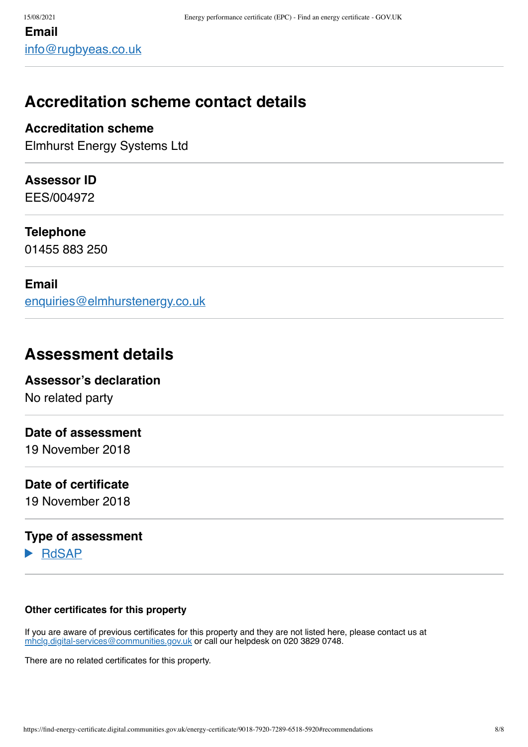**Email**

info@rugbyeas.co.uk

## Accreditation scheme contact details

**Accreditation scheme**

Elmhurst Energy Systems Ltd

**Assessor ID**

EES/004972

**Telephone**

01455 883 250

**Email**

enquiries@elmhurstenergy.co.uk

## Assessment details

**Assessor's declaration**

No related party

**Date of assessment**

19 November 2018

**Date of certificate**

19 November 2018

**Type of assessment**

▶ RdSAP

**Other certificates for this property**

If you are aware of previous certificates for this property and they are not listed here, please contact us at mhclg.digital-services@communities.gov.uk or call our helpdesk on 020 3829 0748.

There are no related certificates for this property.